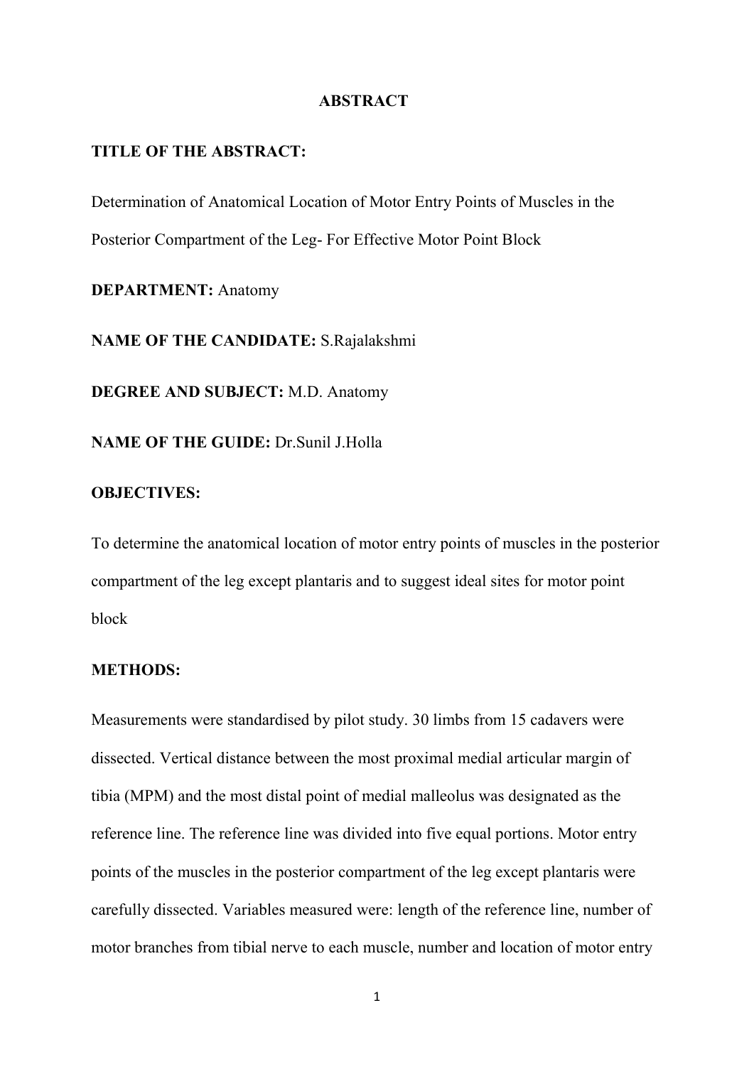# ABSTRACT

**TITLE OF THE ABSTRACT:**

Determination of Anatomical Location of Motor Entry Points of Muscles in the Posterior Compartment of the Leg- For Effective Motor Point Block

**DEPARTMENT:** Anatomy

**NAME OF THE CANDIDATE:** S.Rajalakshmi

**DEGREE AND SUBJECT:** M.D. Anatomy

**NAME OF THE GUIDE:** Dr.Sunil J.Holla

**OBJECTIVES:**

To determine the anatomical location of motor entry points of muscles in the posterior compartment of the leg except plantaris and to suggest ideal sites for motor point block

**METHODS:**

Measurements were standardised by pilot study. 30 limbs from 15 cadavers were dissected. Vertical distance between the most proximal medial articular margin of tibia (MPM) and the most distal point of medial malleolus was designated as the reference line. The reference line was divided into five equal portions. Motor entry points of the muscles in the posterior compartment of the leg except plantaris were carefully dissected. Variables measured were: length of the reference line, number of motor branches from tibial nerve to each muscle, number and location of motor entry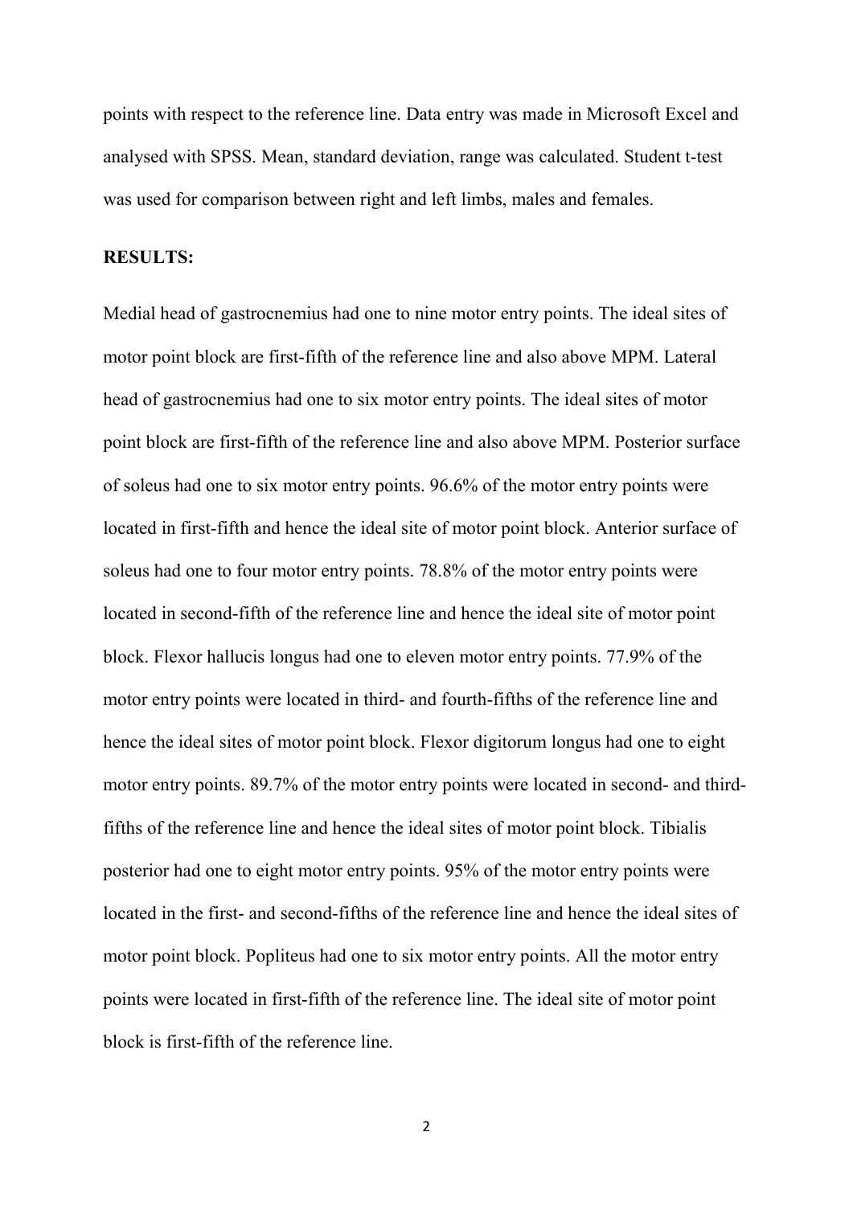points with respect to the reference line. Data entry was made in Microsoft Excel and analysed with SPSS. Mean, standard deviation, range was calculated. Student t-test was used for comparison between right and left limbs, males and females.

**RESULTS:**

Medial head of gastrocnemius had one to nine motor entry points. The ideal sites of motor point block are first-fifth of the reference line and also above MPM. Lateral head of gastrocnemius had one to six motor entry points. The ideal sites of motor point block are first-fifth of the reference line and also above MPM. Posterior surface of soleus had one to six motor entry points. 96.6% of the motor entry points were located in first-fifth and hence the ideal site of motor point block. Anterior surface of soleus had one to four motor entry points. 78.8% of the motor entry points were located in second-fifth of the reference line and hence the ideal site of motor point block. Flexor hallucis longus had one to eleven motor entry points. 77.9% of the motor entry points were located in third- and fourth-fifths of the reference line and hence the ideal sites of motor point block. Flexor digitorum longus had one to eight motor entry points. 89.7% of the motor entry points were located in second- and third-fifths of the reference line and hence the ideal sites of motor point block. Tibialis posterior had one to eight motor entry points. 95% of the motor entry points were located in the first- and second-fifths of the reference line and hence the ideal sites of motor point block. Popliteus had one to six motor entry points. All the motor entry points were located in first-fifth of the reference line. The ideal site of motor point block is first-fifth of the reference line.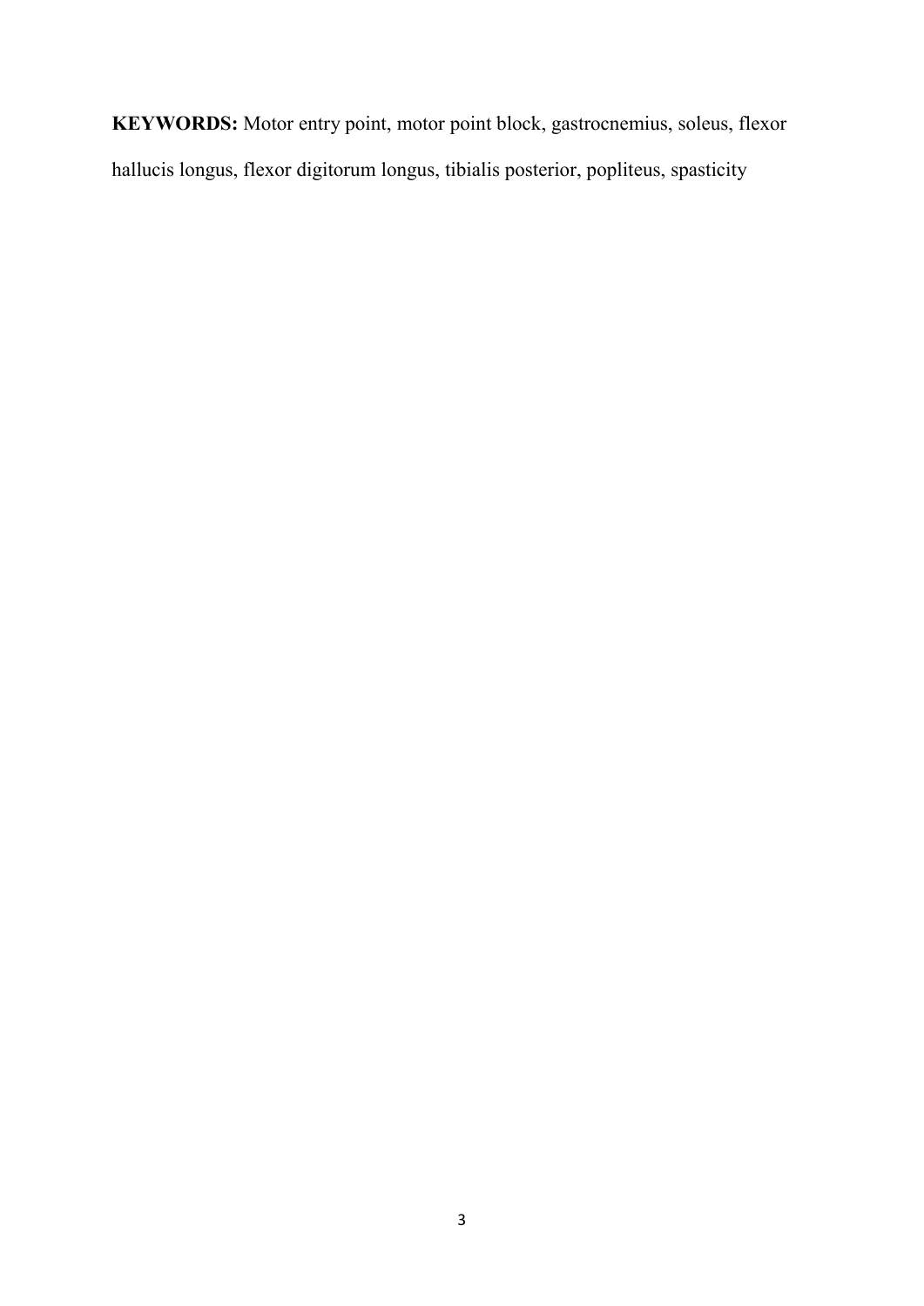**KEYWORDS:** Motor entry point, motor point block, gastrocnemius, soleus, flexor hallucis longus, flexor digitorum longus, tibialis posterior, popliteus, spasticity